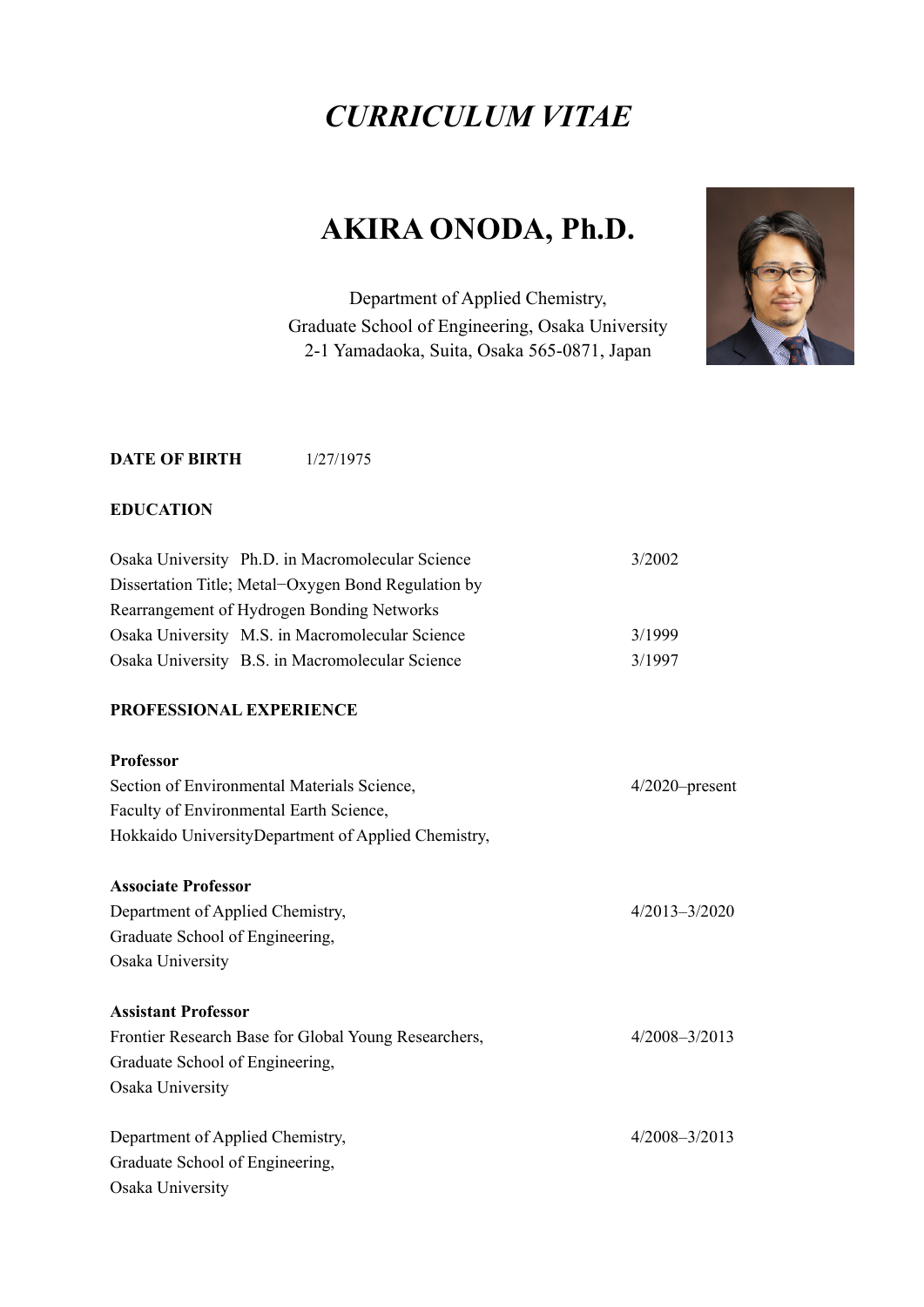# *CURRICULUM VITAE*

# AKIRA ONODA, Ph.D.

Department of Applied Chemistry,
Graduate School of Engineering, Osaka University
2-1 Yamadaoka, Suita, Osaka 565-0871, Japan

**DATE OF BIRTH** 1/27/1975

**EDUCATION**

| | |
|---|---|
| Osaka University Ph.D. in Macromolecular Science<br>Dissertation Title; Metal−Oxygen Bond Regulation by Rearrangement of Hydrogen Bonding Networks | 3/2002 |
| Osaka University M.S. in Macromolecular Science | 3/1999 |
| Osaka University B.S. in Macromolecular Science | 3/1997 |

**PROFESSIONAL EXPERIENCE**

**Professor**
Section of Environmental Materials Science, — 4/2020–present
Faculty of Environmental Earth Science,
Hokkaido UniversityDepartment of Applied Chemistry,

**Associate Professor**
Department of Applied Chemistry, — 4/2013–3/2020
Graduate School of Engineering,
Osaka University

**Assistant Professor**
Frontier Research Base for Global Young Researchers, — 4/2008–3/2013
Graduate School of Engineering,
Osaka University

Department of Applied Chemistry, — 4/2008–3/2013
Graduate School of Engineering,
Osaka University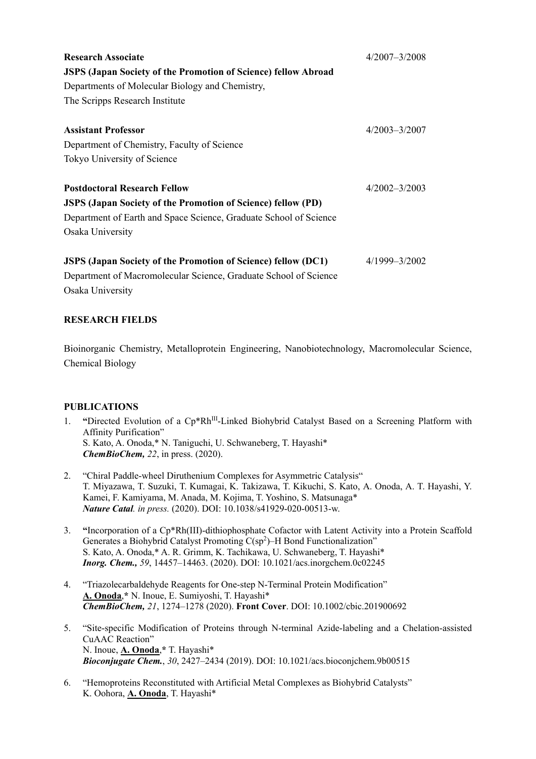**Research Associate** 4/2007–3/2008

**JSPS (Japan Society of the Promotion of Science) fellow Abroad**

Departments of Molecular Biology and Chemistry,

The Scripps Research Institute

**Assistant Professor** 4/2003–3/2007

Department of Chemistry, Faculty of Science

Tokyo University of Science

**Postdoctoral Research Fellow** 4/2002–3/2003

**JSPS (Japan Society of the Promotion of Science) fellow (PD)**

Department of Earth and Space Science, Graduate School of Science

Osaka University

**JSPS (Japan Society of the Promotion of Science) fellow (DC1)** 4/1999–3/2002

Department of Macromolecular Science, Graduate School of Science

Osaka University

## RESEARCH FIELDS

Bioinorganic Chemistry, Metalloprotein Engineering, Nanobiotechnology, Macromolecular Science, Chemical Biology

## PUBLICATIONS

1. **"**Directed Evolution of a Cp*Rh$^{III}$-Linked Biohybrid Catalyst Based on a Screening Platform with Affinity Purification"
   S. Kato, A. Onoda,* N. Taniguchi, U. Schwaneberg, T. Hayashi*
   ***ChemBioChem,*** ***22***, in press. (2020).

2. "Chiral Paddle-wheel Diruthenium Complexes for Asymmetric Catalysis"
   T. Miyazawa, T. Suzuki, T. Kumagai, K. Takizawa, T. Kikuchi, S. Kato, A. Onoda, A. T. Hayashi, Y. Kamei, F. Kamiyama, M. Anada, M. Kojima, T. Yoshino, S. Matsunaga*
   ***Nature Catal.*** *in press.* (2020). DOI: 10.1038/s41929-020-00513-w.

3. **"**Incorporation of a Cp*Rh(III)-dithiophosphate Cofactor with Latent Activity into a Protein Scaffold Generates a Biohybrid Catalyst Promoting C(sp$^2$)–H Bond Functionalization"
   S. Kato, A. Onoda,* A. R. Grimm, K. Tachikawa, U. Schwaneberg, T. Hayashi*
   ***Inorg. Chem.,*** *59*, 14457–14463. (2020). DOI: 10.1021/acs.inorgchem.0c02245

4. "Triazolecarbaldehyde Reagents for One-step N-Terminal Protein Modification"
   **A. Onoda**,* N. Inoue, E. Sumiyoshi, T. Hayashi*
   ***ChemBioChem,*** *21*, 1274–1278 (2020). **Front Cover**. DOI: 10.1002/cbic.201900692

5. "Site-specific Modification of Proteins through N-terminal Azide-labeling and a Chelation-assisted CuAAC Reaction"
   N. Inoue, **A. Onoda**,* T. Hayashi*
   ***Bioconjugate Chem.***, *30*, 2427–2434 (2019). DOI: 10.1021/acs.bioconjchem.9b00515

6. "Hemoproteins Reconstituted with Artificial Metal Complexes as Biohybrid Catalysts"
   K. Oohora, **A. Onoda**, T. Hayashi*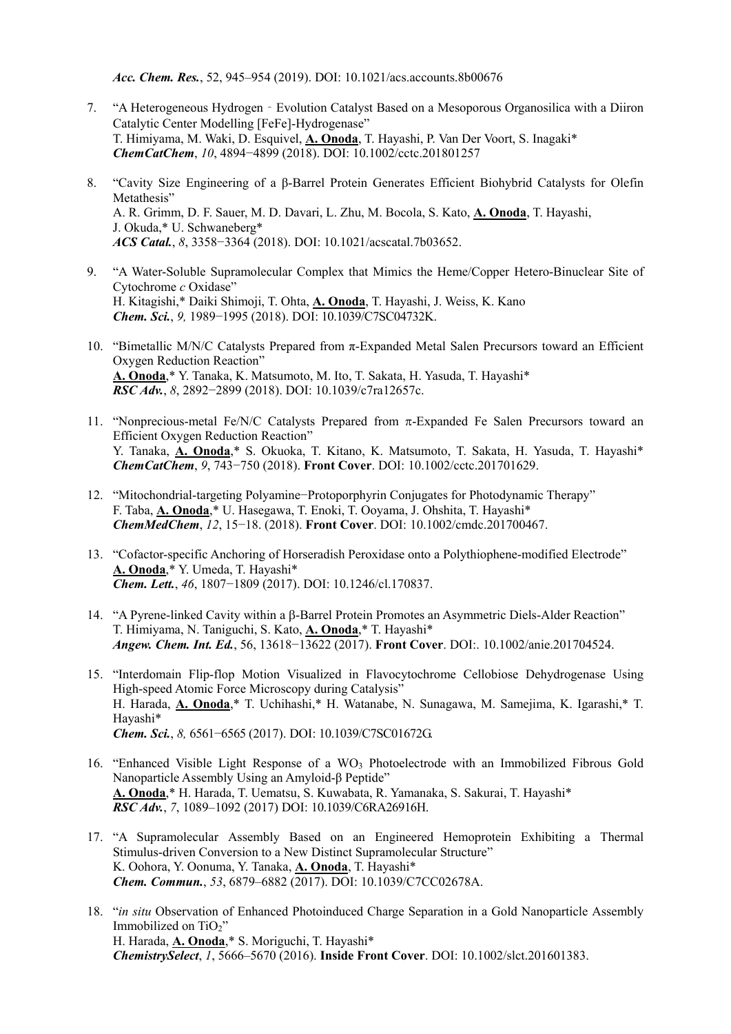*Acc. Chem. Res.*, 52, 945–954 (2019). DOI: 10.1021/acs.accounts.8b00676

7. "A Heterogeneous Hydrogen‐Evolution Catalyst Based on a Mesoporous Organosilica with a Diiron Catalytic Center Modelling [FeFe]-Hydrogenase"
   T. Himiyama, M. Waki, D. Esquivel, **A. Onoda**, T. Hayashi, P. Van Der Voort, S. Inagaki*
   ***ChemCatChem***, *10*, 4894−4899 (2018). DOI: 10.1002/cctc.201801257

8. "Cavity Size Engineering of a β-Barrel Protein Generates Efficient Biohybrid Catalysts for Olefin Metathesis"
   A. R. Grimm, D. F. Sauer, M. D. Davari, L. Zhu, M. Bocola, S. Kato, **A. Onoda**, T. Hayashi, J. Okuda,* U. Schwaneberg*
   ***ACS Catal.***, *8*, 3358−3364 (2018). DOI: 10.1021/acscatal.7b03652.

9. "A Water-Soluble Supramolecular Complex that Mimics the Heme/Copper Hetero-Binuclear Site of Cytochrome *c* Oxidase"
   H. Kitagishi,* Daiki Shimoji, T. Ohta, **A. Onoda**, T. Hayashi, J. Weiss, K. Kano
   ***Chem. Sci.***, *9,* 1989−1995 (2018). DOI: 10.1039/C7SC04732K.

10. "Bimetallic M/N/C Catalysts Prepared from π-Expanded Metal Salen Precursors toward an Efficient Oxygen Reduction Reaction"
    **A. Onoda**,* Y. Tanaka, K. Matsumoto, M. Ito, T. Sakata, H. Yasuda, T. Hayashi*
    ***RSC Adv.***, *8*, 2892−2899 (2018). DOI: 10.1039/c7ra12657c.

11. "Nonprecious-metal Fe/N/C Catalysts Prepared from π-Expanded Fe Salen Precursors toward an Efficient Oxygen Reduction Reaction"
    Y. Tanaka, **A. Onoda**,* S. Okuoka, T. Kitano, K. Matsumoto, T. Sakata, H. Yasuda, T. Hayashi*
    ***ChemCatChem***, *9*, 743−750 (2018). **Front Cover**. DOI: 10.1002/cctc.201701629.

12. "Mitochondrial-targeting Polyamine−Protoporphyrin Conjugates for Photodynamic Therapy"
    F. Taba, **A. Onoda**,* U. Hasegawa, T. Enoki, T. Ooyama, J. Ohshita, T. Hayashi*
    ***ChemMedChem***, *12*, 15−18. (2018). **Front Cover**. DOI: 10.1002/cmdc.201700467.

13. "Cofactor-specific Anchoring of Horseradish Peroxidase onto a Polythiophene-modified Electrode"
    **A. Onoda**,* Y. Umeda, T. Hayashi*
    ***Chem. Lett.***, *46*, 1807−1809 (2017). DOI: 10.1246/cl.170837.

14. "A Pyrene-linked Cavity within a β-Barrel Protein Promotes an Asymmetric Diels-Alder Reaction"
    T. Himiyama, N. Taniguchi, S. Kato, **A. Onoda**,* T. Hayashi*
    ***Angew. Chem. Int. Ed.***, 56, 13618−13622 (2017). **Front Cover**. DOI:. 10.1002/anie.201704524.

15. "Interdomain Flip-flop Motion Visualized in Flavocytochrome Cellobiose Dehydrogenase Using High-speed Atomic Force Microscopy during Catalysis"
    H. Harada, **A. Onoda**,* T. Uchihashi,* H. Watanabe, N. Sunagawa, M. Samejima, K. Igarashi,* T. Hayashi*
    ***Chem. Sci.***, *8,* 6561−6565 (2017). DOI: 10.1039/C7SC01672G.

16. "Enhanced Visible Light Response of a $WO_3$ Photoelectrode with an Immobilized Fibrous Gold Nanoparticle Assembly Using an Amyloid-β Peptide"
    **A. Onoda**,* H. Harada, T. Uematsu, S. Kuwabata, R. Yamanaka, S. Sakurai, T. Hayashi*
    ***RSC Adv.***, *7*, 1089–1092 (2017) DOI: 10.1039/C6RA26916H.

17. "A Supramolecular Assembly Based on an Engineered Hemoprotein Exhibiting a Thermal Stimulus-driven Conversion to a New Distinct Supramolecular Structure"
    K. Oohora, Y. Oonuma, Y. Tanaka, **A. Onoda**, T. Hayashi*
    ***Chem. Commun.***, *53*, 6879–6882 (2017). DOI: 10.1039/C7CC02678A.

18. "*in situ* Observation of Enhanced Photoinduced Charge Separation in a Gold Nanoparticle Assembly Immobilized on $TiO_2$"
    H. Harada, **A. Onoda**,* S. Moriguchi, T. Hayashi*
    ***ChemistrySelect***, *1*, 5666–5670 (2016). **Inside Front Cover**. DOI: 10.1002/slct.201601383.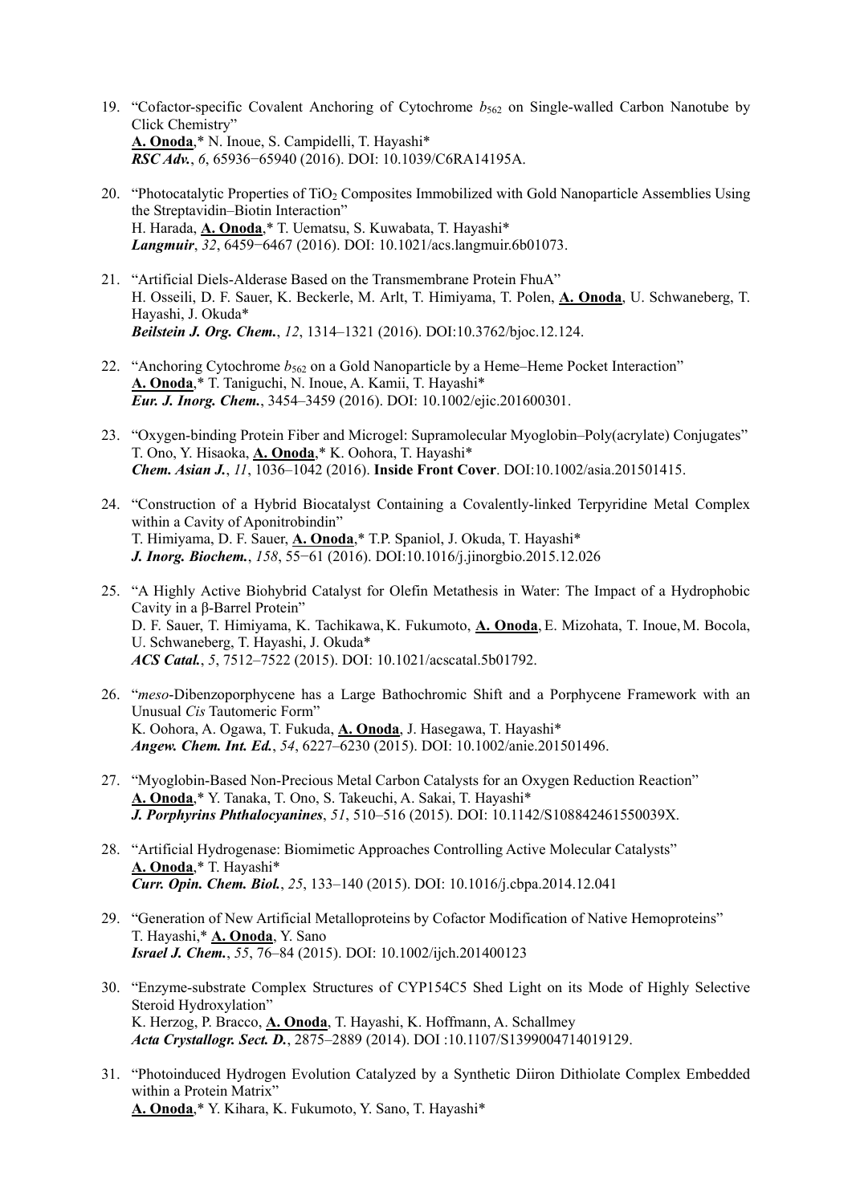19. "Cofactor-specific Covalent Anchoring of Cytochrome $b_{562}$ on Single-walled Carbon Nanotube by Click Chemistry"
    **A. Onoda**,* N. Inoue, S. Campidelli, T. Hayashi*
    ***RSC Adv.***, *6*, 65936−65940 (2016). DOI: 10.1039/C6RA14195A.

20. "Photocatalytic Properties of $TiO_2$ Composites Immobilized with Gold Nanoparticle Assemblies Using the Streptavidin–Biotin Interaction"
    H. Harada, **A. Onoda**,* T. Uematsu, S. Kuwabata, T. Hayashi*
    ***Langmuir***, *32*, 6459−6467 (2016). DOI: 10.1021/acs.langmuir.6b01073.

21. "Artificial Diels-Alderase Based on the Transmembrane Protein FhuA"
    H. Osseili, D. F. Sauer, K. Beckerle, M. Arlt, T. Himiyama, T. Polen, **A. Onoda**, U. Schwaneberg, T. Hayashi, J. Okuda*
    ***Beilstein J. Org. Chem.***, *12*, 1314–1321 (2016). DOI:10.3762/bjoc.12.124.

22. "Anchoring Cytochrome $b_{562}$ on a Gold Nanoparticle by a Heme–Heme Pocket Interaction"
    **A. Onoda**,* T. Taniguchi, N. Inoue, A. Kamii, T. Hayashi*
    ***Eur. J. Inorg. Chem.***, 3454–3459 (2016). DOI: 10.1002/ejic.201600301.

23. "Oxygen-binding Protein Fiber and Microgel: Supramolecular Myoglobin–Poly(acrylate) Conjugates"
    T. Ono, Y. Hisaoka, **A. Onoda**,* K. Oohora, T. Hayashi*
    ***Chem. Asian J.***, *11*, 1036–1042 (2016). **Inside Front Cover**. DOI:10.1002/asia.201501415.

24. "Construction of a Hybrid Biocatalyst Containing a Covalently-linked Terpyridine Metal Complex within a Cavity of Aponitrobindin"
    T. Himiyama, D. F. Sauer, **A. Onoda**,* T.P. Spaniol, J. Okuda, T. Hayashi*
    ***J. Inorg. Biochem.***, *158*, 55−61 (2016). DOI:10.1016/j.jinorgbio.2015.12.026

25. "A Highly Active Biohybrid Catalyst for Olefin Metathesis in Water: The Impact of a Hydrophobic Cavity in a β-Barrel Protein"
    D. F. Sauer, T. Himiyama, K. Tachikawa, K. Fukumoto, **A. Onoda**, E. Mizohata, T. Inoue, M. Bocola, U. Schwaneberg, T. Hayashi, J. Okuda*
    ***ACS Catal.***, *5*, 7512–7522 (2015). DOI: 10.1021/acscatal.5b01792.

26. "*meso*-Dibenzoporphycene has a Large Bathochromic Shift and a Porphycene Framework with an Unusual *Cis* Tautomeric Form"
    K. Oohora, A. Ogawa, T. Fukuda, **A. Onoda**, J. Hasegawa, T. Hayashi*
    ***Angew. Chem. Int. Ed.***, *54*, 6227–6230 (2015). DOI: 10.1002/anie.201501496.

27. "Myoglobin-Based Non-Precious Metal Carbon Catalysts for an Oxygen Reduction Reaction"
    **A. Onoda**,* Y. Tanaka, T. Ono, S. Takeuchi, A. Sakai, T. Hayashi*
    ***J. Porphyrins Phthalocyanines***, *51*, 510–516 (2015). DOI: 10.1142/S108842461550039X.

28. "Artificial Hydrogenase: Biomimetic Approaches Controlling Active Molecular Catalysts"
    **A. Onoda**,* T. Hayashi*
    ***Curr. Opin. Chem. Biol.***, *25*, 133–140 (2015). DOI: 10.1016/j.cbpa.2014.12.041

29. "Generation of New Artificial Metalloproteins by Cofactor Modification of Native Hemoproteins"
    T. Hayashi,* **A. Onoda**, Y. Sano
    ***Israel J. Chem.***, *55*, 76–84 (2015). DOI: 10.1002/ijch.201400123

30. "Enzyme-substrate Complex Structures of CYP154C5 Shed Light on its Mode of Highly Selective Steroid Hydroxylation"
    K. Herzog, P. Bracco, **A. Onoda**, T. Hayashi, K. Hoffmann, A. Schallmey
    ***Acta Crystallogr. Sect. D.***, 2875–2889 (2014). DOI :10.1107/S1399004714019129.

31. "Photoinduced Hydrogen Evolution Catalyzed by a Synthetic Diiron Dithiolate Complex Embedded within a Protein Matrix"
    **A. Onoda**,* Y. Kihara, K. Fukumoto, Y. Sano, T. Hayashi*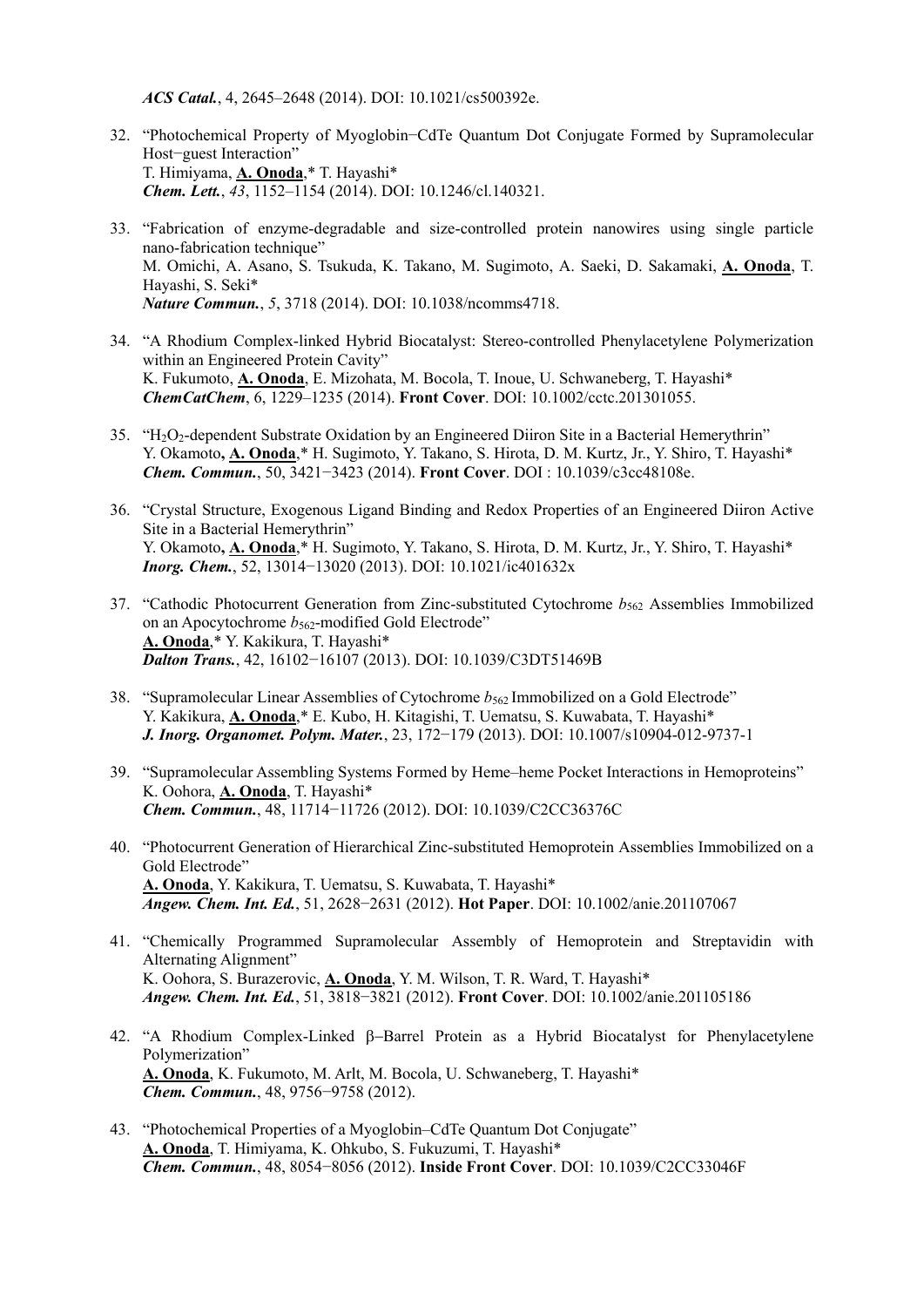***ACS Catal.***, 4, 2645–2648 (2014). DOI: 10.1021/cs500392e.

32. "Photochemical Property of Myoglobin−CdTe Quantum Dot Conjugate Formed by Supramolecular Host−guest Interaction"
    T. Himiyama, **A. Onoda**,* T. Hayashi*
    ***Chem. Lett.***, *43*, 1152–1154 (2014). DOI: 10.1246/cl.140321.

33. "Fabrication of enzyme-degradable and size-controlled protein nanowires using single particle nano-fabrication technique"
    M. Omichi, A. Asano, S. Tsukuda, K. Takano, M. Sugimoto, A. Saeki, D. Sakamaki, **A. Onoda**, T. Hayashi, S. Seki*
    ***Nature Commun.***, *5*, 3718 (2014). DOI: 10.1038/ncomms4718.

34. "A Rhodium Complex-linked Hybrid Biocatalyst: Stereo-controlled Phenylacetylene Polymerization within an Engineered Protein Cavity"
    K. Fukumoto, **A. Onoda**, E. Mizohata, M. Bocola, T. Inoue, U. Schwaneberg, T. Hayashi*
    ***ChemCatChem***, 6, 1229–1235 (2014). **Front Cover**. DOI: 10.1002/cctc.201301055.

35. "$H_2O_2$-dependent Substrate Oxidation by an Engineered Diiron Site in a Bacterial Hemerythrin"
    Y. Okamoto**, A. Onoda**,* H. Sugimoto, Y. Takano, S. Hirota, D. M. Kurtz, Jr., Y. Shiro, T. Hayashi*
    ***Chem. Commun.***, 50, 3421−3423 (2014). **Front Cover**. DOI : 10.1039/c3cc48108e.

36. "Crystal Structure, Exogenous Ligand Binding and Redox Properties of an Engineered Diiron Active Site in a Bacterial Hemerythrin"
    Y. Okamoto**, A. Onoda**,* H. Sugimoto, Y. Takano, S. Hirota, D. M. Kurtz, Jr., Y. Shiro, T. Hayashi*
    ***Inorg. Chem.***, 52, 13014−13020 (2013). DOI: 10.1021/ic401632x

37. "Cathodic Photocurrent Generation from Zinc-substituted Cytochrome $b_{562}$ Assemblies Immobilized on an Apocytochrome $b_{562}$-modified Gold Electrode"
    **A. Onoda**,* Y. Kakikura, T. Hayashi*
    ***Dalton Trans.***, 42, 16102−16107 (2013). DOI: 10.1039/C3DT51469B

38. "Supramolecular Linear Assemblies of Cytochrome $b_{562}$ Immobilized on a Gold Electrode"
    Y. Kakikura, **A. Onoda**,* E. Kubo, H. Kitagishi, T. Uematsu, S. Kuwabata, T. Hayashi*
    ***J. Inorg. Organomet. Polym. Mater.***, 23, 172−179 (2013). DOI: 10.1007/s10904-012-9737-1

39. "Supramolecular Assembling Systems Formed by Heme–heme Pocket Interactions in Hemoproteins"
    K. Oohora, **A. Onoda**, T. Hayashi*
    ***Chem. Commun.***, 48, 11714−11726 (2012). DOI: 10.1039/C2CC36376C

40. "Photocurrent Generation of Hierarchical Zinc-substituted Hemoprotein Assemblies Immobilized on a Gold Electrode"
    **A. Onoda**, Y. Kakikura, T. Uematsu, S. Kuwabata, T. Hayashi*
    ***Angew. Chem. Int. Ed.***, 51, 2628−2631 (2012). **Hot Paper**. DOI: 10.1002/anie.201107067

41. "Chemically Programmed Supramolecular Assembly of Hemoprotein and Streptavidin with Alternating Alignment"
    K. Oohora, S. Burazerovic, **A. Onoda**, Y. M. Wilson, T. R. Ward, T. Hayashi*
    ***Angew. Chem. Int. Ed.***, 51, 3818−3821 (2012). **Front Cover**. DOI: 10.1002/anie.201105186

42. "A Rhodium Complex-Linked β−Barrel Protein as a Hybrid Biocatalyst for Phenylacetylene Polymerization"
    **A. Onoda**, K. Fukumoto, M. Arlt, M. Bocola, U. Schwaneberg, T. Hayashi*
    ***Chem. Commun.***, 48, 9756−9758 (2012).

43. "Photochemical Properties of a Myoglobin–CdTe Quantum Dot Conjugate"
    **A. Onoda**, T. Himiyama, K. Ohkubo, S. Fukuzumi, T. Hayashi*
    ***Chem. Commun.***, 48, 8054−8056 (2012). **Inside Front Cover**. DOI: 10.1039/C2CC33046F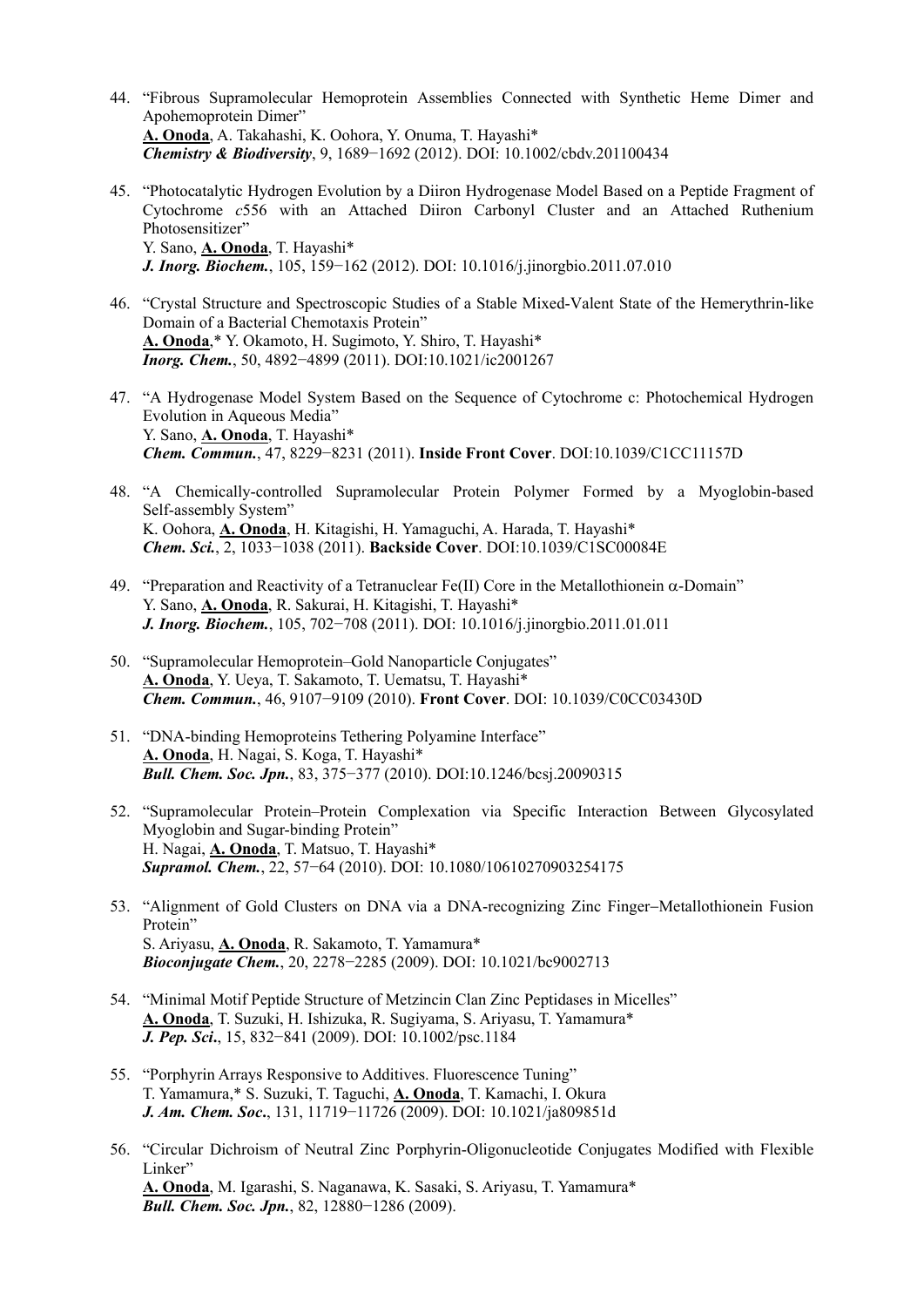44. "Fibrous Supramolecular Hemoprotein Assemblies Connected with Synthetic Heme Dimer and Apohemoprotein Dimer"
**A. Onoda**, A. Takahashi, K. Oohora, Y. Onuma, T. Hayashi*
***Chemistry & Biodiversity***, 9, 1689−1692 (2012). DOI: 10.1002/cbdv.201100434

45. "Photocatalytic Hydrogen Evolution by a Diiron Hydrogenase Model Based on a Peptide Fragment of Cytochrome *c*556 with an Attached Diiron Carbonyl Cluster and an Attached Ruthenium Photosensitizer"
Y. Sano, **A. Onoda**, T. Hayashi*
***J. Inorg. Biochem.***, 105, 159−162 (2012). DOI: 10.1016/j.jinorgbio.2011.07.010

46. "Crystal Structure and Spectroscopic Studies of a Stable Mixed-Valent State of the Hemerythrin-like Domain of a Bacterial Chemotaxis Protein"
**A. Onoda**,* Y. Okamoto, H. Sugimoto, Y. Shiro, T. Hayashi*
***Inorg. Chem.***, 50, 4892−4899 (2011). DOI:10.1021/ic2001267

47. "A Hydrogenase Model System Based on the Sequence of Cytochrome c: Photochemical Hydrogen Evolution in Aqueous Media"
Y. Sano, **A. Onoda**, T. Hayashi*
***Chem. Commun.***, 47, 8229−8231 (2011). **Inside Front Cover**. DOI:10.1039/C1CC11157D

48. "A Chemically-controlled Supramolecular Protein Polymer Formed by a Myoglobin-based Self-assembly System"
K. Oohora, **A. Onoda**, H. Kitagishi, H. Yamaguchi, A. Harada, T. Hayashi*
***Chem. Sci.***, 2, 1033−1038 (2011). **Backside Cover**. DOI:10.1039/C1SC00084E

49. "Preparation and Reactivity of a Tetranuclear Fe(II) Core in the Metallothionein $\alpha$-Domain"
Y. Sano, **A. Onoda**, R. Sakurai, H. Kitagishi, T. Hayashi*
***J. Inorg. Biochem.***, 105, 702−708 (2011). DOI: 10.1016/j.jinorgbio.2011.01.011

50. "Supramolecular Hemoprotein–Gold Nanoparticle Conjugates"
**A. Onoda**, Y. Ueya, T. Sakamoto, T. Uematsu, T. Hayashi*
***Chem. Commun.***, 46, 9107−9109 (2010). **Front Cover**. DOI: 10.1039/C0CC03430D

51. "DNA-binding Hemoproteins Tethering Polyamine Interface"
**A. Onoda**, H. Nagai, S. Koga, T. Hayashi*
***Bull. Chem. Soc. Jpn.***, 83, 375−377 (2010). DOI:10.1246/bcsj.20090315

52. "Supramolecular Protein–Protein Complexation via Specific Interaction Between Glycosylated Myoglobin and Sugar-binding Protein"
H. Nagai, **A. Onoda**, T. Matsuo, T. Hayashi*
***Supramol. Chem.***, 22, 57−64 (2010). DOI: 10.1080/10610270903254175

53. "Alignment of Gold Clusters on DNA via a DNA-recognizing Zinc Finger–Metallothionein Fusion Protein"
S. Ariyasu, **A. Onoda**, R. Sakamoto, T. Yamamura*
***Bioconjugate Chem.***, 20, 2278−2285 (2009). DOI: 10.1021/bc9002713

54. "Minimal Motif Peptide Structure of Metzincin Clan Zinc Peptidases in Micelles"
**A. Onoda**, T. Suzuki, H. Ishizuka, R. Sugiyama, S. Ariyasu, T. Yamamura*
***J. Pep. Sci.***, 15, 832−841 (2009). DOI: 10.1002/psc.1184

55. "Porphyrin Arrays Responsive to Additives. Fluorescence Tuning"
T. Yamamura,* S. Suzuki, T. Taguchi, **A. Onoda**, T. Kamachi, I. Okura
***J. Am. Chem. Soc.***, 131, 11719−11726 (2009). DOI: 10.1021/ja809851d

56. "Circular Dichroism of Neutral Zinc Porphyrin-Oligonucleotide Conjugates Modified with Flexible Linker"
**A. Onoda**, M. Igarashi, S. Naganawa, K. Sasaki, S. Ariyasu, T. Yamamura*
***Bull. Chem. Soc. Jpn.***, 82, 12880−1286 (2009).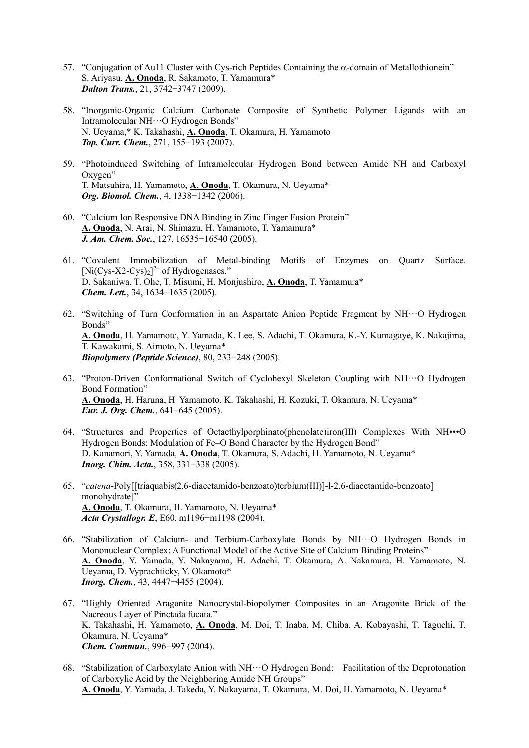57. "Conjugation of Au11 Cluster with Cys-rich Peptides Containing the α-domain of Metallothionein"
    S. Ariyasu, **A. Onoda**, R. Sakamoto, T. Yamamura*
    ***Dalton Trans.***, 21, 3742−3747 (2009).

58. "Inorganic-Organic Calcium Carbonate Composite of Synthetic Polymer Ligands with an Intramolecular NH···O Hydrogen Bonds"
    N. Ueyama,* K. Takahashi, **A. Onoda**, T. Okamura, H. Yamamoto
    ***Top. Curr. Chem.***, 271, 155−193 (2007).

59. "Photoinduced Switching of Intramolecular Hydrogen Bond between Amide NH and Carboxyl Oxygen"
    T. Matsuhira, H. Yamamoto, **A. Onoda**, T. Okamura, N. Ueyama*
    ***Org. Biomol. Chem.***, 4, 1338−1342 (2006).

60. "Calcium Ion Responsive DNA Binding in Zinc Finger Fusion Protein"
    **A. Onoda**, N. Arai, N. Shimazu, H. Yamamoto, T. Yamamura*
    ***J. Am. Chem. Soc.***, 127, 16535−16540 (2005).

61. "Covalent Immobilization of Metal-binding Motifs of Enzymes on Quartz Surface. $[Ni(Cys\text{-}X2\text{-}Cys)_2]^{2-}$ of Hydrogenases."
    D. Sakaniwa, T. Ohe, T. Misumi, H. Monjushiro, **A. Onoda**, T. Yamamura*
    ***Chem. Lett.***, 34, 1634−1635 (2005).

62. "Switching of Turn Conformation in an Aspartate Anion Peptide Fragment by NH···O Hydrogen Bonds"
    **A. Onoda**, H. Yamamoto, Y. Yamada, K. Lee, S. Adachi, T. Okamura, K.-Y. Kumagaye, K. Nakajima, T. Kawakami, S. Aimoto, N. Ueyama*
    ***Biopolymers (Peptide Science)***, 80, 233−248 (2005).

63. "Proton-Driven Conformational Switch of Cyclohexyl Skeleton Coupling with NH···O Hydrogen Bond Formation"
    **A. Onoda**, H. Haruna, H. Yamamoto, K. Takahashi, H. Kozuki, T. Okamura, N. Ueyama*
    ***Eur. J. Org. Chem.***, 641−645 (2005).

64. "Structures and Properties of Octaethylporphinato(phenolate)iron(III) Complexes With NH•••O Hydrogen Bonds: Modulation of Fe–O Bond Character by the Hydrogen Bond"
    D. Kanamori, Y. Yamada, **A. Onoda**, T. Okamura, S. Adachi, H. Yamamoto, N. Ueyama*
    ***Inorg. Chim. Acta.***, 358, 331−338 (2005).

65. "*catena*-Poly[[triaquabis(2,6-diacetamido-benzoato)terbium(III)]-l-2,6-diacetamido-benzoato] monohydrate]"
    **A. Onoda**, T. Okamura, H. Yamamoto, N. Ueyama*
    ***Acta Crystallogr. E***, E60, m1196−m1198 (2004).

66. "Stabilization of Calcium- and Terbium-Carboxylate Bonds by NH···O Hydrogen Bonds in Mononuclear Complex: A Functional Model of the Active Site of Calcium Binding Proteins"
    **A. Onoda**, Y. Yamada, Y. Nakayama, H. Adachi, T. Okamura, A. Nakamura, H. Yamamoto, N. Ueyama, D. Vyprachticky, Y. Okamoto*
    ***Inorg. Chem.***, 43, 4447−4455 (2004).

67. "Highly Oriented Aragonite Nanocrystal-biopolymer Composites in an Aragonite Brick of the Nacreous Layer of Pinctada fucata."
    K. Takahashi, H. Yamamoto, **A. Onoda**, M. Doi, T. Inaba, M. Chiba, A. Kobayashi, T. Taguchi, T. Okamura, N. Ueyama*
    ***Chem. Commun.***, 996−997 (2004).

68. "Stabilization of Carboxylate Anion with NH···O Hydrogen Bond: Facilitation of the Deprotonation of Carboxylic Acid by the Neighboring Amide NH Groups"
    **A. Onoda**, Y. Yamada, J. Takeda, Y. Nakayama, T. Okamura, M. Doi, H. Yamamoto, N. Ueyama*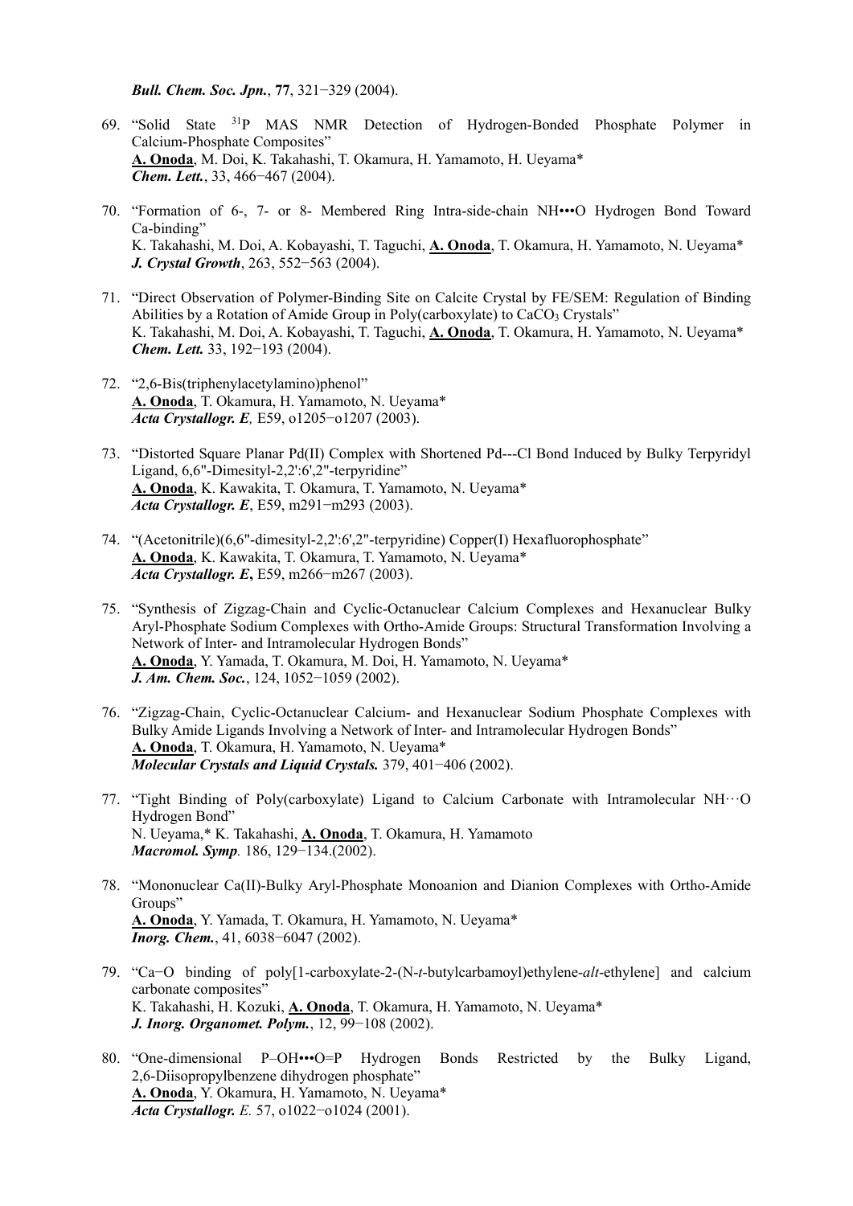***Bull. Chem. Soc. Jpn.***, **77**, 321−329 (2004).

69. "Solid State $^{31}$P MAS NMR Detection of Hydrogen-Bonded Phosphate Polymer in Calcium-Phosphate Composites"
    **A. Onoda**, M. Doi, K. Takahashi, T. Okamura, H. Yamamoto, H. Ueyama*
    ***Chem. Lett.***, 33, 466−467 (2004).

70. "Formation of 6-, 7- or 8- Membered Ring Intra-side-chain NH•••O Hydrogen Bond Toward Ca-binding"
    K. Takahashi, M. Doi, A. Kobayashi, T. Taguchi, **A. Onoda**, T. Okamura, H. Yamamoto, N. Ueyama*
    ***J. Crystal Growth***, 263, 552−563 (2004).

71. "Direct Observation of Polymer-Binding Site on Calcite Crystal by FE/SEM: Regulation of Binding Abilities by a Rotation of Amide Group in Poly(carboxylate) to $CaCO_3$ Crystals"
    K. Takahashi, M. Doi, A. Kobayashi, T. Taguchi, **A. Onoda**, T. Okamura, H. Yamamoto, N. Ueyama*
    ***Chem. Lett.*** 33, 192−193 (2004).

72. "2,6-Bis(triphenylacetylamino)phenol"
    **A. Onoda**, T. Okamura, H. Yamamoto, N. Ueyama*
    ***Acta Crystallogr. E,*** E59, o1205−o1207 (2003).

73. "Distorted Square Planar Pd(II) Complex with Shortened Pd---Cl Bond Induced by Bulky Terpyridyl Ligand, 6,6"-Dimesityl-2,2':6',2"-terpyridine"
    **A. Onoda**, K. Kawakita, T. Okamura, T. Yamamoto, N. Ueyama*
    ***Acta Crystallogr. E***, E59, m291−m293 (2003).

74. "(Acetonitrile)(6,6"-dimesityl-2,2':6',2"-terpyridine) Copper(I) Hexafluorophosphate"
    **A. Onoda**, K. Kawakita, T. Okamura, T. Yamamoto, N. Ueyama*
    ***Acta Crystallogr. E*,** E59, m266−m267 (2003).

75. "Synthesis of Zigzag-Chain and Cyclic-Octanuclear Calcium Complexes and Hexanuclear Bulky Aryl-Phosphate Sodium Complexes with Ortho-Amide Groups: Structural Transformation Involving a Network of Inter- and Intramolecular Hydrogen Bonds"
    **A. Onoda**, Y. Yamada, T. Okamura, M. Doi, H. Yamamoto, N. Ueyama*
    ***J. Am. Chem. Soc.***, 124, 1052−1059 (2002).

76. "Zigzag-Chain, Cyclic-Octanuclear Calcium- and Hexanuclear Sodium Phosphate Complexes with Bulky Amide Ligands Involving a Network of Inter- and Intramolecular Hydrogen Bonds"
    **A. Onoda**, T. Okamura, H. Yamamoto, N. Ueyama*
    ***Molecular Crystals and Liquid Crystals.*** 379, 401−406 (2002).

77. "Tight Binding of Poly(carboxylate) Ligand to Calcium Carbonate with Intramolecular NH···O Hydrogen Bond"
    N. Ueyama,* K. Takahashi, **A. Onoda**, T. Okamura, H. Yamamoto
    ***Macromol. Symp.*** 186, 129−134.(2002).

78. "Mononuclear Ca(II)-Bulky Aryl-Phosphate Monoanion and Dianion Complexes with Ortho-Amide Groups"
    **A. Onoda**, Y. Yamada, T. Okamura, H. Yamamoto, N. Ueyama*
    ***Inorg. Chem.***, 41, 6038−6047 (2002).

79. "Ca−O binding of poly[1-carboxylate-2-(N-*t*-butylcarbamoyl)ethylene-*alt*-ethylene] and calcium carbonate composites"
    K. Takahashi, H. Kozuki, **A. Onoda**, T. Okamura, H. Yamamoto, N. Ueyama*
    ***J. Inorg. Organomet. Polym.***, 12, 99−108 (2002).

80. "One-dimensional P–OH•••O=P Hydrogen Bonds Restricted by the Bulky Ligand, 2,6-Diisopropylbenzene dihydrogen phosphate"
    **A. Onoda**, Y. Okamura, H. Yamamoto, N. Ueyama*
    ***Acta Crystallogr. E.*** 57, o1022−o1024 (2001).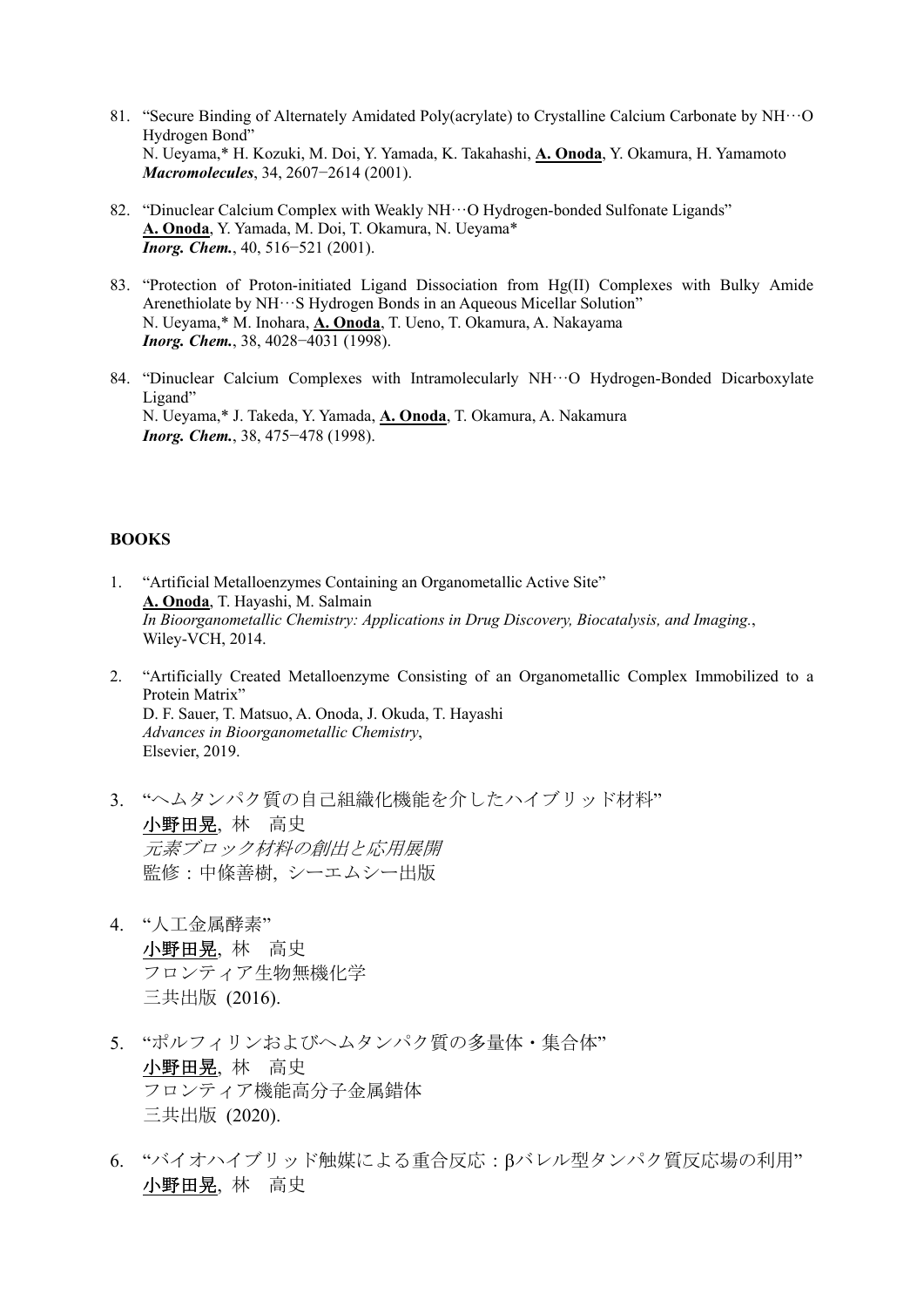81. "Secure Binding of Alternately Amidated Poly(acrylate) to Crystalline Calcium Carbonate by NH···O Hydrogen Bond"
N. Ueyama,* H. Kozuki, M. Doi, Y. Yamada, K. Takahashi, **A. Onoda**, Y. Okamura, H. Yamamoto
***Macromolecules***, 34, 2607−2614 (2001).

82. "Dinuclear Calcium Complex with Weakly NH···O Hydrogen-bonded Sulfonate Ligands"
**A. Onoda**, Y. Yamada, M. Doi, T. Okamura, N. Ueyama*
***Inorg. Chem.***, 40, 516−521 (2001).

83. "Protection of Proton-initiated Ligand Dissociation from Hg(II) Complexes with Bulky Amide Arenethiolate by NH···S Hydrogen Bonds in an Aqueous Micellar Solution"
N. Ueyama,* M. Inohara, **A. Onoda**, T. Ueno, T. Okamura, A. Nakayama
***Inorg. Chem.***, 38, 4028−4031 (1998).

84. "Dinuclear Calcium Complexes with Intramolecularly NH···O Hydrogen-Bonded Dicarboxylate Ligand"
N. Ueyama,* J. Takeda, Y. Yamada, **A. Onoda**, T. Okamura, A. Nakamura
***Inorg. Chem.***, 38, 475−478 (1998).

## BOOKS

1. "Artificial Metalloenzymes Containing an Organometallic Active Site"
**A. Onoda**, T. Hayashi, M. Salmain
*In Bioorganometallic Chemistry: Applications in Drug Discovery, Biocatalysis, and Imaging.*,
Wiley-VCH, 2014.

2. "Artificially Created Metalloenzyme Consisting of an Organometallic Complex Immobilized to a Protein Matrix"
D. F. Sauer, T. Matsuo, A. Onoda, J. Okuda, T. Hayashi
*Advances in Bioorganometallic Chemistry*,
Elsevier, 2019.

3. "ヘムタンパク質の自己組織化機能を介したハイブリッド材料"
小野田晃, 林　高史
*元素ブロック材料の創出と応用展開*
監修：中條善樹, シーエムシー出版

4. "人工金属酵素"
小野田晃, 林　高史
フロンティア生物無機化学
三共出版 (2016).

5. "ポルフィリンおよびヘムタンパク質の多量体・集合体"
小野田晃, 林　高史
フロンティア機能高分子金属錯体
三共出版 (2020).

6. "バイオハイブリッド触媒による重合反応：βバレル型タンパク質反応場の利用"
小野田晃, 林　高史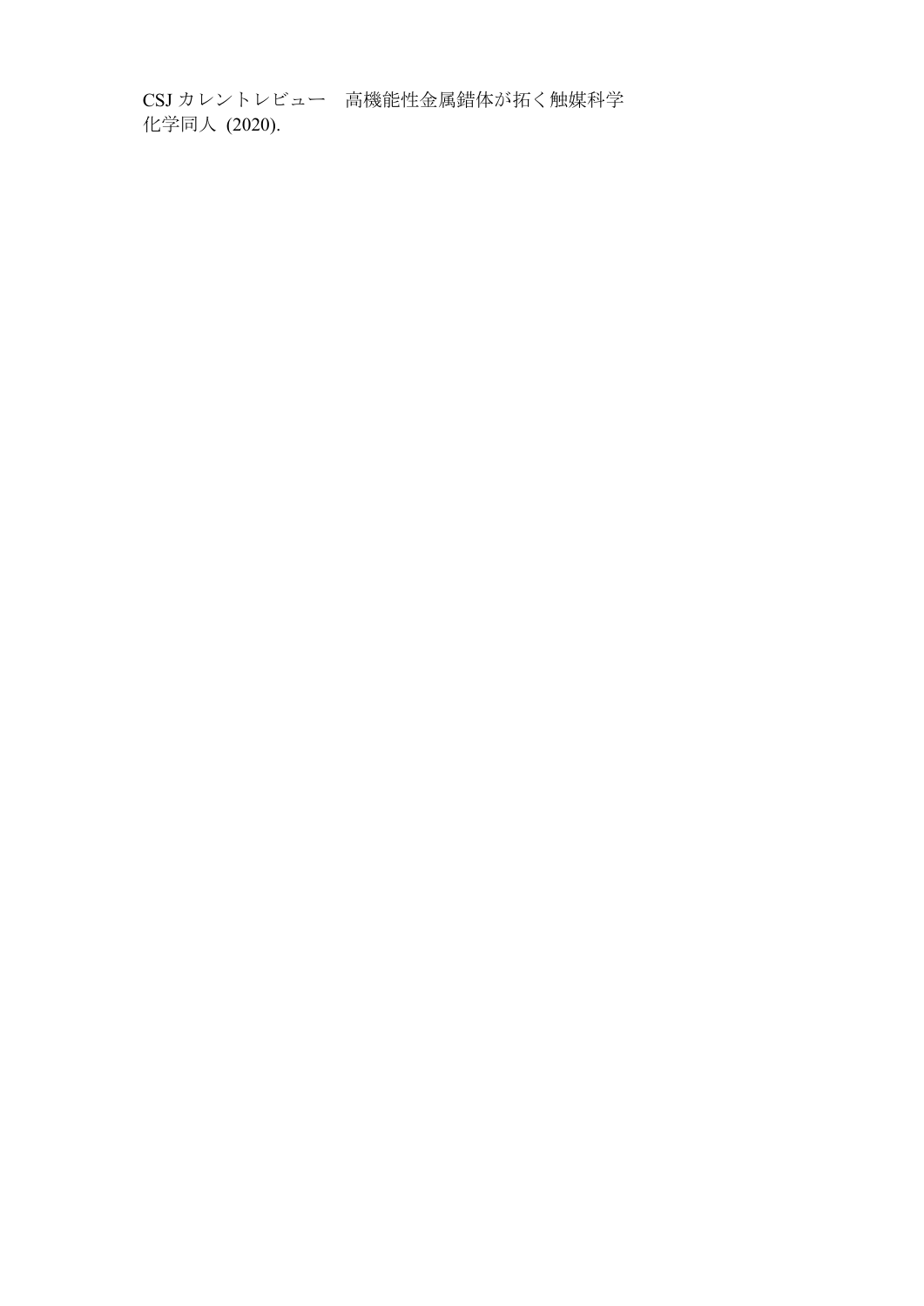CSJ カレントレビュー　高機能性金属錯体が拓く触媒科学
化学同人 (2020).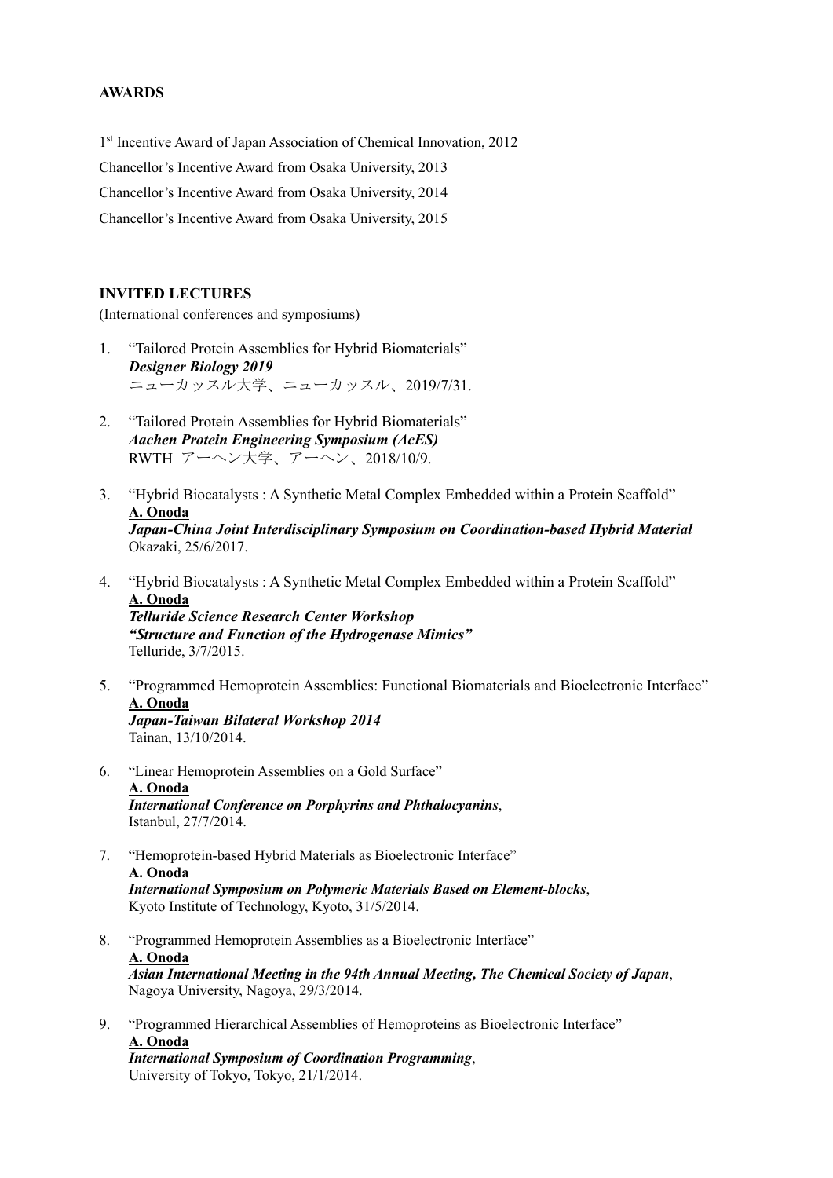**AWARDS**

1st Incentive Award of Japan Association of Chemical Innovation, 2012

Chancellor's Incentive Award from Osaka University, 2013

Chancellor's Incentive Award from Osaka University, 2014

Chancellor's Incentive Award from Osaka University, 2015

**INVITED LECTURES**

(International conferences and symposiums)

1. "Tailored Protein Assemblies for Hybrid Biomaterials"
   ***Designer Biology 2019***
   ニューカッスル大学、ニューカッスル、2019/7/31.

2. "Tailored Protein Assemblies for Hybrid Biomaterials"
   ***Aachen Protein Engineering Symposium (AcES)***
   RWTH アーヘン大学、アーヘン、2018/10/9.

3. "Hybrid Biocatalysts : A Synthetic Metal Complex Embedded within a Protein Scaffold"
   **A. Onoda**
   ***Japan-China Joint Interdisciplinary Symposium on Coordination-based Hybrid Material***
   Okazaki, 25/6/2017.

4. "Hybrid Biocatalysts : A Synthetic Metal Complex Embedded within a Protein Scaffold"
   **A. Onoda**
   ***Telluride Science Research Center Workshop***
   ***"Structure and Function of the Hydrogenase Mimics"***
   Telluride, 3/7/2015.

5. "Programmed Hemoprotein Assemblies: Functional Biomaterials and Bioelectronic Interface"
   **A. Onoda**
   ***Japan-Taiwan Bilateral Workshop 2014***
   Tainan, 13/10/2014.

6. "Linear Hemoprotein Assemblies on a Gold Surface"
   **A. Onoda**
   ***International Conference on Porphyrins and Phthalocyanins***,
   Istanbul, 27/7/2014.

7. "Hemoprotein-based Hybrid Materials as Bioelectronic Interface"
   **A. Onoda**
   ***International Symposium on Polymeric Materials Based on Element-blocks***,
   Kyoto Institute of Technology, Kyoto, 31/5/2014.

8. "Programmed Hemoprotein Assemblies as a Bioelectronic Interface"
   **A. Onoda**
   ***Asian International Meeting in the 94th Annual Meeting, The Chemical Society of Japan***,
   Nagoya University, Nagoya, 29/3/2014.

9. "Programmed Hierarchical Assemblies of Hemoproteins as Bioelectronic Interface"
   **A. Onoda**
   ***International Symposium of Coordination Programming***,
   University of Tokyo, Tokyo, 21/1/2014.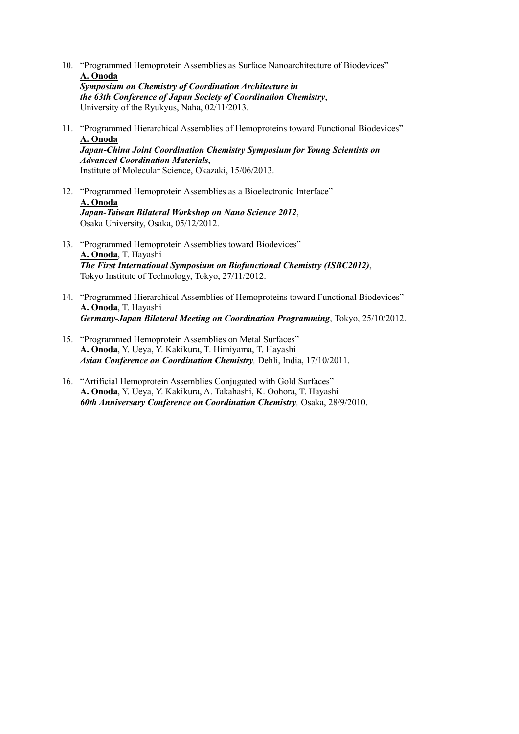10. "Programmed Hemoprotein Assemblies as Surface Nanoarchitecture of Biodevices"
    **A. Onoda**
    ***Symposium on Chemistry of Coordination Architecture in the 63th Conference of Japan Society of Coordination Chemistry***,
    University of the Ryukyus, Naha, 02/11/2013.

11. "Programmed Hierarchical Assemblies of Hemoproteins toward Functional Biodevices"
    **A. Onoda**
    ***Japan-China Joint Coordination Chemistry Symposium for Young Scientists on Advanced Coordination Materials***,
    Institute of Molecular Science, Okazaki, 15/06/2013.

12. "Programmed Hemoprotein Assemblies as a Bioelectronic Interface"
    **A. Onoda**
    ***Japan-Taiwan Bilateral Workshop on Nano Science 2012***,
    Osaka University, Osaka, 05/12/2012.

13. "Programmed Hemoprotein Assemblies toward Biodevices"
    **A. Onoda**, T. Hayashi
    ***The First International Symposium on Biofunctional Chemistry (ISBC2012)***,
    Tokyo Institute of Technology, Tokyo, 27/11/2012.

14. "Programmed Hierarchical Assemblies of Hemoproteins toward Functional Biodevices"
    **A. Onoda**, T. Hayashi
    ***Germany-Japan Bilateral Meeting on Coordination Programming***, Tokyo, 25/10/2012.

15. "Programmed Hemoprotein Assemblies on Metal Surfaces"
    **A. Onoda**, Y. Ueya, Y. Kakikura, T. Himiyama, T. Hayashi
    ***Asian Conference on Coordination Chemistry,*** Dehli, India, 17/10/2011.

16. "Artificial Hemoprotein Assemblies Conjugated with Gold Surfaces"
    **A. Onoda**, Y. Ueya, Y. Kakikura, A. Takahashi, K. Oohora, T. Hayashi
    ***60th Anniversary Conference on Coordination Chemistry,*** Osaka, 28/9/2010.